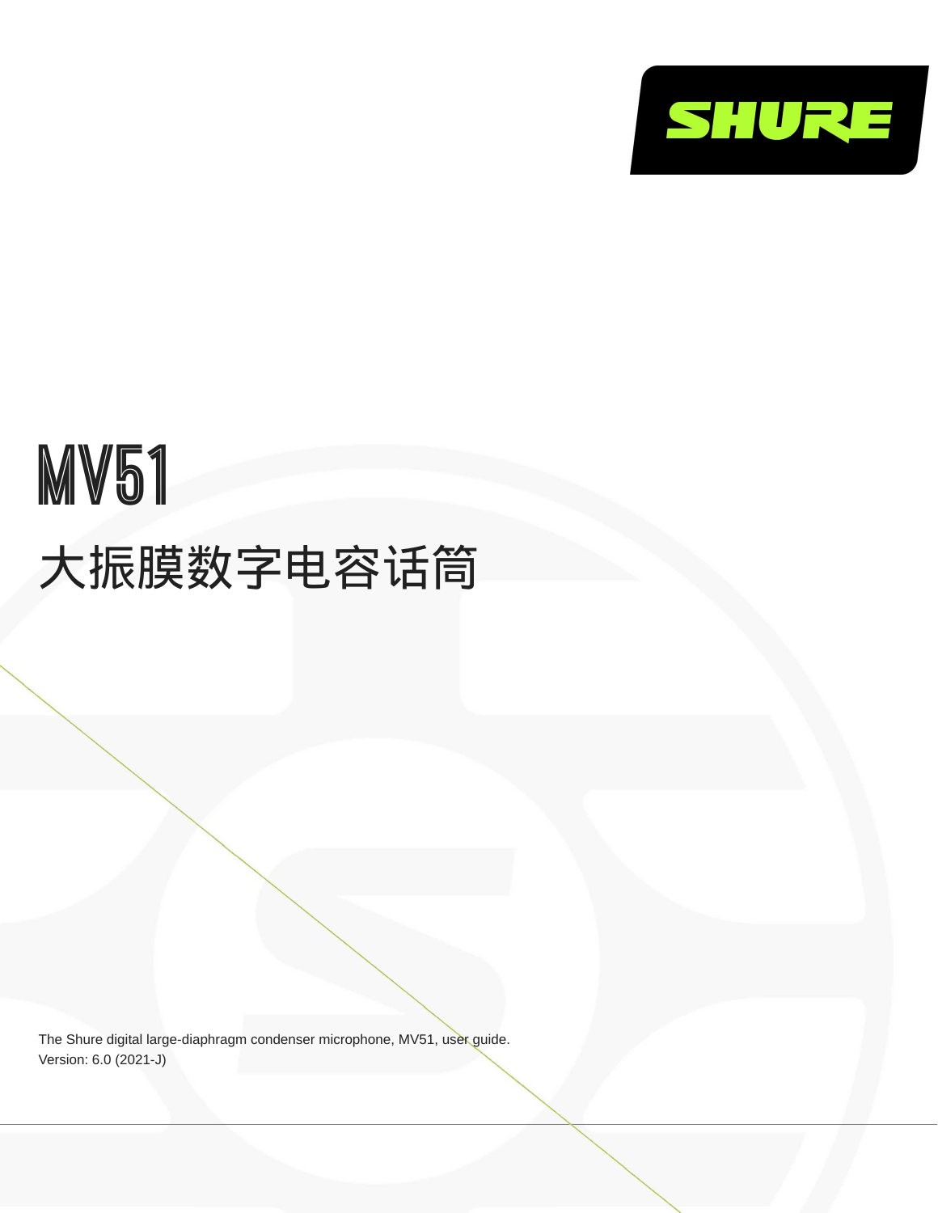SHURE

# MV51

## 大振膜数字电容话筒

The Shure digital large-diaphragm condenser microphone, MV51, user guide.
Version: 6.0 (2021-J)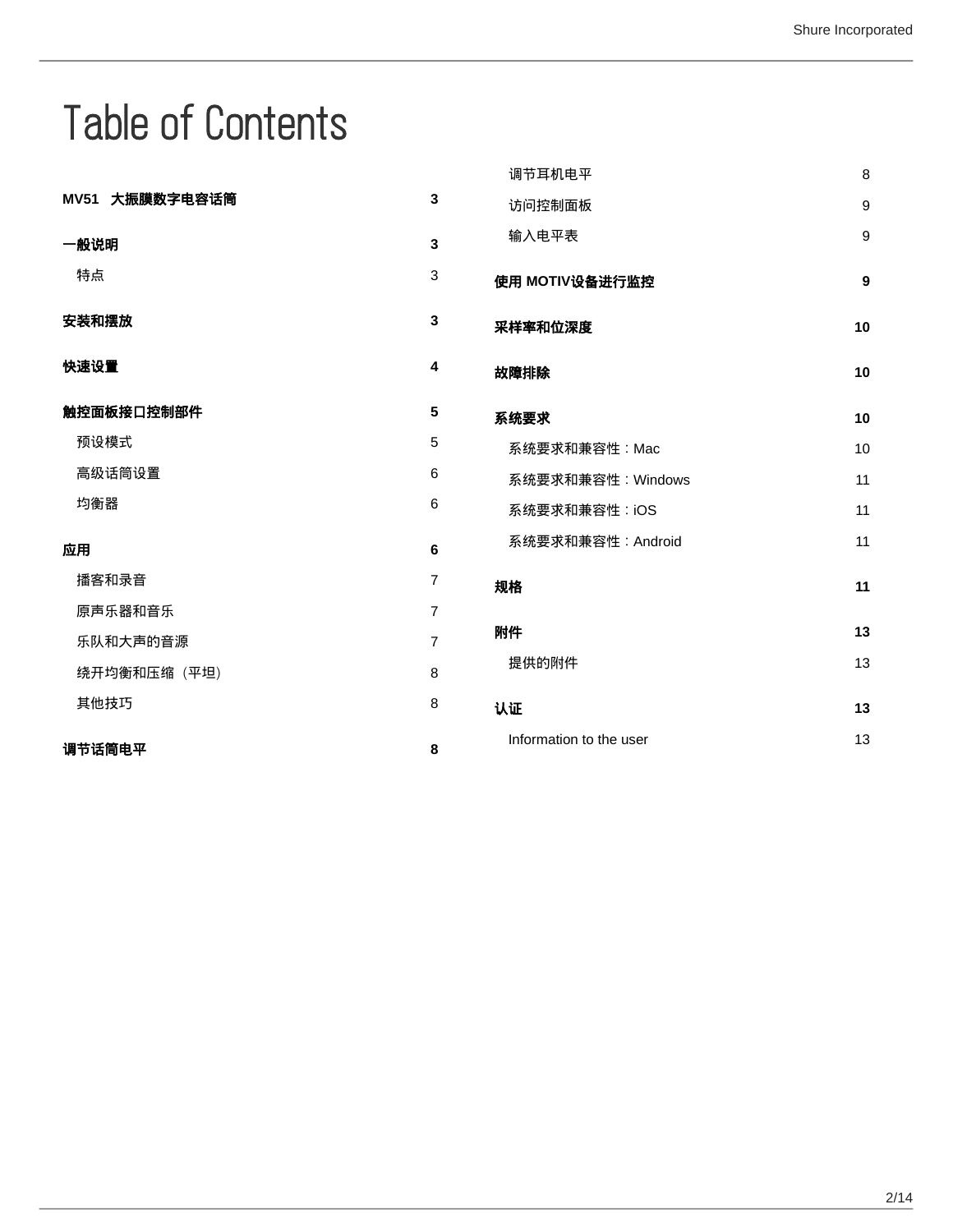# Table of Contents

**MV51 大振膜数字电容话筒** 3

**一般说明** 3

- 特点 3

**安装和摆放** 3

**快速设置** 4

**触控面板接口控制部件** 5

- 预设模式 5
- 高级话筒设置 6
- 均衡器 6

**应用** 6

- 播客和录音 7
- 原声乐器和音乐 7
- 乐队和大声的音源 7
- 绕开均衡和压缩（平坦） 8
- 其他技巧 8

**调节话筒电平** 8

- 调节耳机电平 8
- 访问控制面板 9
- 输入电平表 9

**使用 MOTIV设备进行监控** 9

**采样率和位深度** 10

**故障排除** 10

**系统要求** 10

- 系统要求和兼容性：Mac 10
- 系统要求和兼容性：Windows 11
- 系统要求和兼容性：iOS 11
- 系统要求和兼容性：Android 11

**规格** 11

**附件** 13

- 提供的附件 13

**认证** 13

- Information to the user 13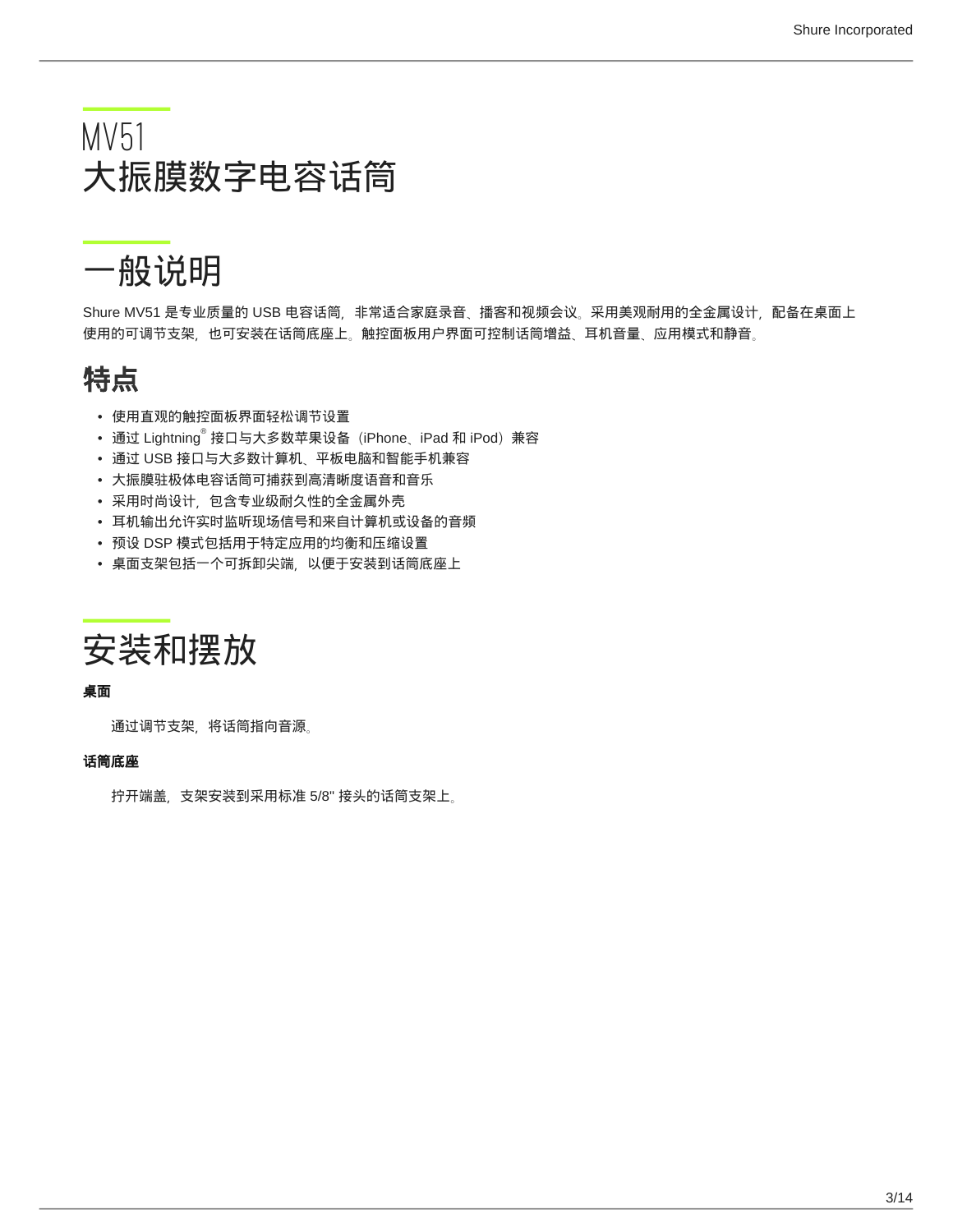# MV51
# 大振膜数字电容话筒

# 一般说明

Shure MV51 是专业质量的 USB 电容话筒，非常适合家庭录音、播客和视频会议。采用美观耐用的全金属设计，配备在桌面上使用的可调节支架，也可安装在话筒底座上。触控面板用户界面可控制话筒增益、耳机音量、应用模式和静音。

## 特点

- 使用直观的触控面板界面轻松调节设置
- 通过 Lightning® 接口与大多数苹果设备（iPhone、iPad 和 iPod）兼容
- 通过 USB 接口与大多数计算机、平板电脑和智能手机兼容
- 大振膜驻极体电容话筒可捕获到高清晰度语音和音乐
- 采用时尚设计，包含专业级耐久性的全金属外壳
- 耳机输出允许实时监听现场信号和来自计算机或设备的音频
- 预设 DSP 模式包括用于特定应用的均衡和压缩设置
- 桌面支架包括一个可拆卸尖端，以便于安装到话筒底座上

# 安装和摆放

**桌面**

通过调节支架，将话筒指向音源。

**话筒底座**

拧开端盖，支架安装到采用标准 5/8" 接头的话筒支架上。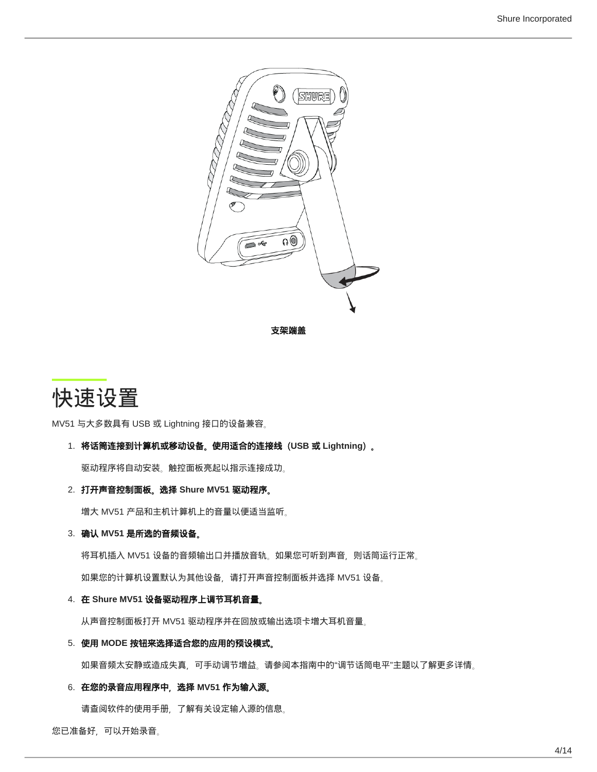支架端盖

# 快速设置

MV51 与大多数具有 USB 或 Lightning 接口的设备兼容。

1. **将话筒连接到计算机或移动设备。使用适合的连接线（USB 或 Lightning）。**

   驱动程序将自动安装。触控面板亮起以指示连接成功。

2. **打开声音控制面板。选择 Shure MV51 驱动程序。**

   增大 MV51 产品和主机计算机上的音量以便适当监听。

3. **确认 MV51 是所选的音频设备。**

   将耳机插入 MV51 设备的音频输出口并播放音轨。如果您可听到声音，则话筒运行正常。

   如果您的计算机设置默认为其他设备，请打开声音控制面板并选择 MV51 设备。

4. **在 Shure MV51 设备驱动程序上调节耳机音量。**

   从声音控制面板打开 MV51 驱动程序并在回放或输出选项卡增大耳机音量。

5. **使用 MODE 按钮来选择适合您的应用的预设模式。**

   如果音频太安静或造成失真，可手动调节增益。请参阅本指南中的“调节话筒电平”主题以了解更多详情。

6. **在您的录音应用程序中，选择 MV51 作为输入源。**

   请查阅软件的使用手册，了解有关设定输入源的信息。

您已准备好，可以开始录音。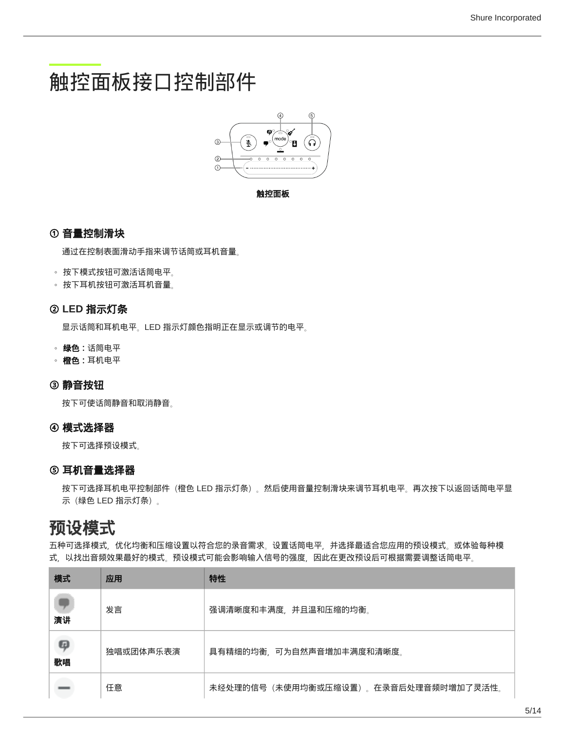# 触控面板接口控制部件

触控面板

### ① 音量控制滑块

通过在控制表面滑动手指来调节话筒或耳机音量。

- 按下模式按钮可激活话筒电平。
- 按下耳机按钮可激活耳机音量。

### ② LED 指示灯条

显示话筒和耳机电平。LED 指示灯颜色指明正在显示或调节的电平。

- **绿色：**话筒电平
- **橙色：**耳机电平

### ③ 静音按钮

按下可使话筒静音和取消静音。

### ④ 模式选择器

按下可选择预设模式。

### ⑤ 耳机音量选择器

按下可选择耳机电平控制部件（橙色 LED 指示灯条）。然后使用音量控制滑块来调节耳机电平。再次按下以返回话筒电平显示（绿色 LED 指示灯条）。

## 预设模式

五种可选择模式，优化均衡和压缩设置以符合您的录音需求。设置话筒电平，并选择最适合您应用的预设模式。或体验每种模式，以找出音频效果最好的模式。预设模式可能会影响输入信号的强度，因此在更改预设后可根据需要调整话筒电平。

| 模式 | 应用 | 特性 |
| --- | --- | --- |
| **演讲** | 发言 | 强调清晰度和丰满度，并且温和压缩的均衡。 |
| **歌唱** | 独唱或团体声乐表演 | 具有精细的均衡，可为自然声音增加丰满度和清晰度。 |
| | 任意 | 未经处理的信号（未使用均衡或压缩设置）。在录音后处理音频时增加了灵活性。 |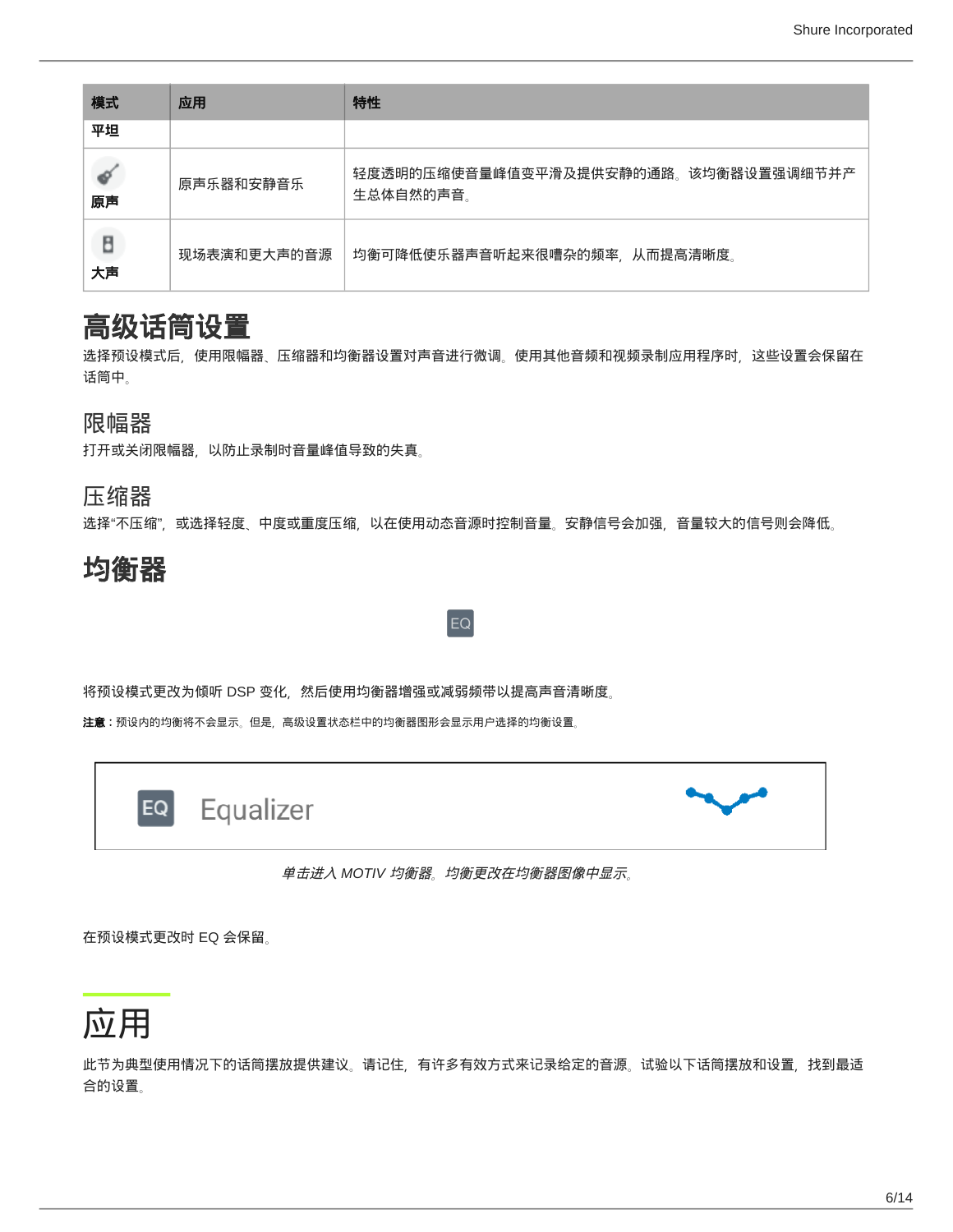| 模式 | 应用 | 特性 |
|---|---|---|
| 平坦 | | |
| 原声 | 原声乐器和安静音乐 | 轻度透明的压缩使音量峰值变平滑及提供安静的通路。该均衡器设置强调细节并产生总体自然的声音。 |
| 大声 | 现场表演和更大声的音源 | 均衡可降低使乐器声音听起来很嘈杂的频率，从而提高清晰度。 |

# 高级话筒设置

选择预设模式后，使用限幅器、压缩器和均衡器设置对声音进行微调。使用其他音频和视频录制应用程序时，这些设置会保留在话筒中。

## 限幅器

打开或关闭限幅器，以防止录制时音量峰值导致的失真。

## 压缩器

选择"不压缩"，或选择轻度、中度或重度压缩，以在使用动态音源时控制音量。安静信号会加强，音量较大的信号则会降低。

# 均衡器

EQ

将预设模式更改为倾听 DSP 变化，然后使用均衡器增强或减弱频带以提高声音清晰度。

**注意：**预设内的均衡将不会显示。但是，高级设置状态栏中的均衡器图形会显示用户选择的均衡设置。

EQ Equalizer

*单击进入 MOTIV 均衡器。均衡更改在均衡器图像中显示。*

在预设模式更改时 EQ 会保留。

# 应用

此节为典型使用情况下的话筒摆放提供建议。请记住，有许多有效方式来记录给定的音源。试验以下话筒摆放和设置，找到最适合的设置。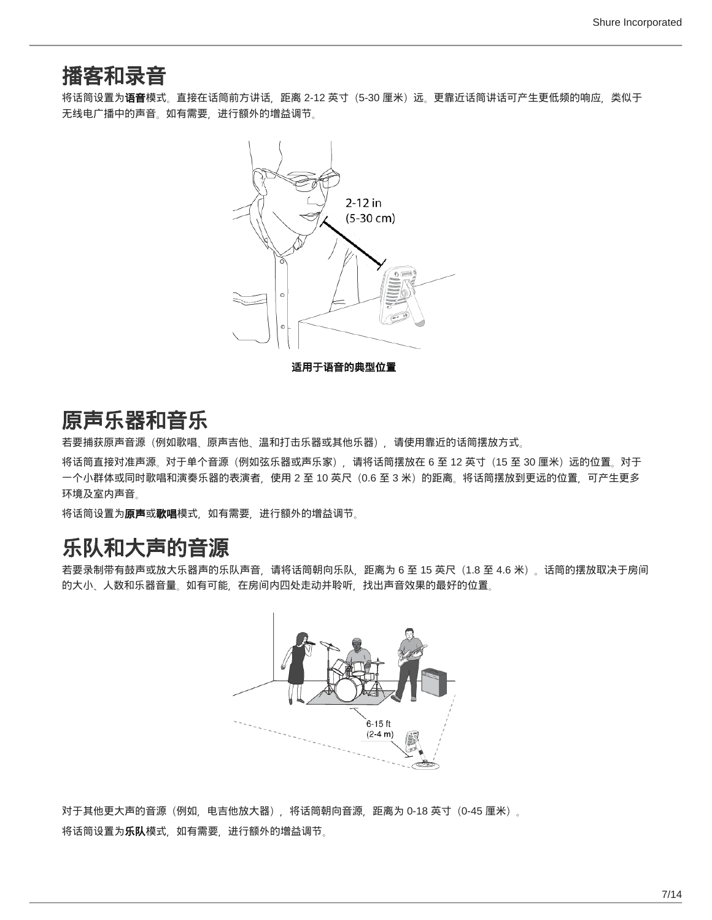## 播客和录音

将话筒设置为**语音**模式。直接在话筒前方讲话，距离 2-12 英寸（5-30 厘米）远。更靠近话筒讲话可产生更低频的响应，类似于无线电广播中的声音。如有需要，进行额外的增益调节。

**适用于语音的典型位置**

## 原声乐器和音乐

若要捕获原声音源（例如歌唱、原声吉他、温和打击乐器或其他乐器），请使用靠近的话筒摆放方式。

将话筒直接对准声源。对于单个音源（例如弦乐器或声乐家），请将话筒摆放在 6 至 12 英寸（15 至 30 厘米）远的位置。对于一个小群体或同时歌唱和演奏乐器的表演者，使用 2 至 10 英尺（0.6 至 3 米）的距离。将话筒摆放到更远的位置，可产生更多环境及室内声音。

将话筒设置为**原声**或**歌唱**模式，如有需要，进行额外的增益调节。

## 乐队和大声的音源

若要录制带有鼓声或放大乐器声的乐队声音，请将话筒朝向乐队，距离为 6 至 15 英尺（1.8 至 4.6 米）。话筒的摆放取决于房间的大小、人数和乐器音量。如有可能，在房间内四处走动并聆听，找出声音效果的最好的位置。

对于其他更大声的音源（例如，电吉他放大器），将话筒朝向音源，距离为 0-18 英寸（0-45 厘米）。

将话筒设置为**乐队**模式，如有需要，进行额外的增益调节。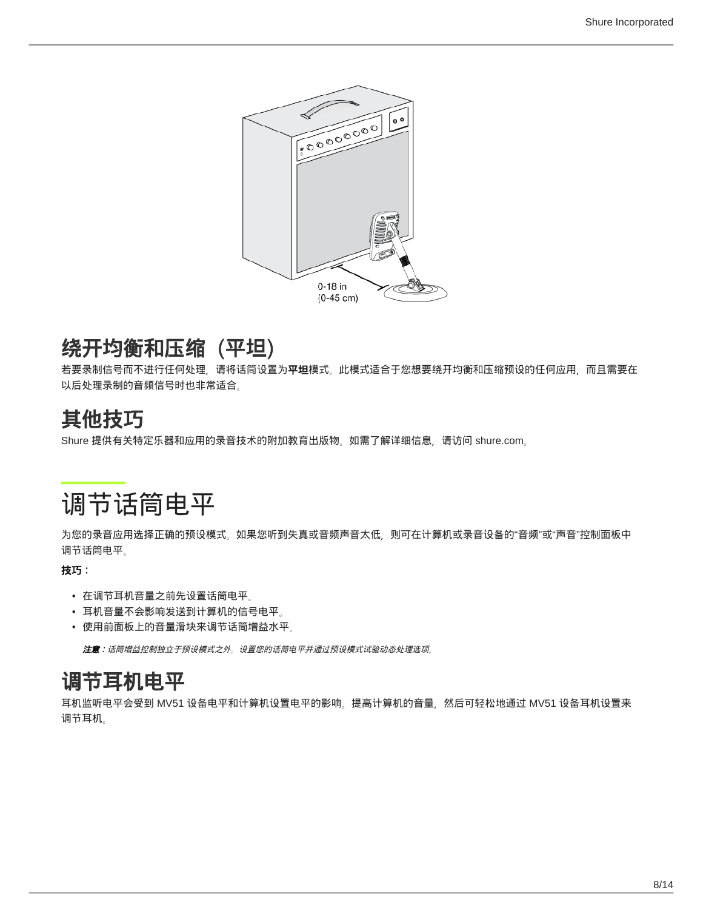0-18 in
(0-45 cm)

## 绕开均衡和压缩（平坦）

若要录制信号而不进行任何处理，请将话筒设置为**平坦**模式。此模式适合于您想要绕开均衡和压缩预设的任何应用，而且需要在以后处理录制的音频信号时也非常适合。

## 其他技巧

Shure 提供有关特定乐器和应用的录音技术的附加教育出版物。如需了解详细信息，请访问 shure.com。

# 调节话筒电平

为您的录音应用选择正确的预设模式。如果您听到失真或音频声音太低，则可在计算机或录音设备的“音频”或“声音”控制面板中调节话筒电平。

**技巧：**

- 在调节耳机音量之前先设置话筒电平。
- 耳机音量不会影响发送到计算机的信号电平。
- 使用前面板上的音量滑块来调节话筒增益水平。

***注意：**话筒增益控制独立于预设模式之外。设置您的话筒电平并通过预设模式试验动态处理选项。*

## 调节耳机电平

耳机监听电平会受到 MV51 设备电平和计算机设置电平的影响。提高计算机的音量，然后可轻松地通过 MV51 设备耳机设置来调节耳机。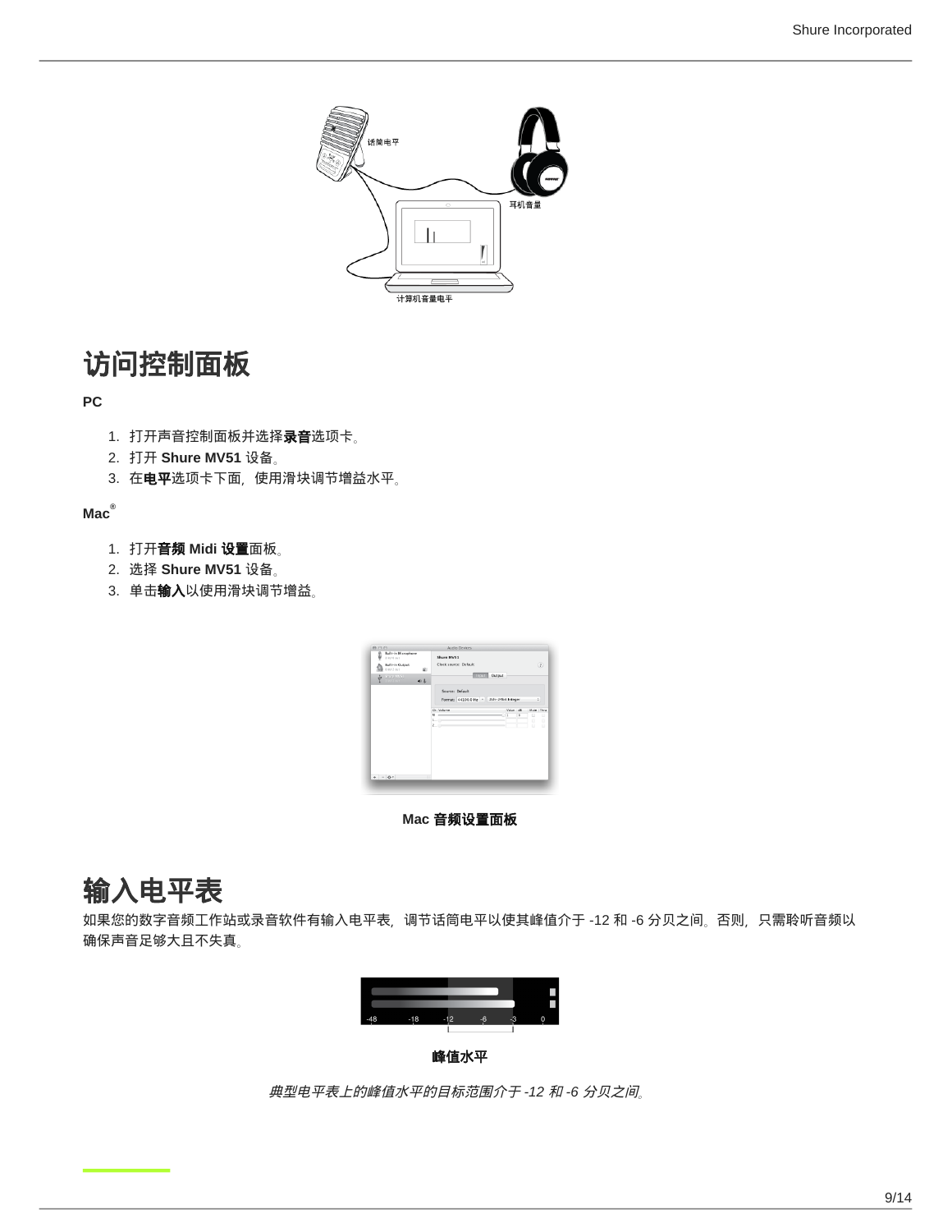# 访问控制面板

**PC**

1. 打开声音控制面板并选择**录音**选项卡。
2. 打开 **Shure MV51** 设备。
3. 在**电平**选项卡下面，使用滑块调节增益水平。

**Mac®**

1. 打开**音频 Midi 设置**面板。
2. 选择 **Shure MV51** 设备。
3. 单击**输入**以使用滑块调节增益。

**Mac 音频设置面板**

# 输入电平表

如果您的数字音频工作站或录音软件有输入电平表，调节话筒电平以使其峰值介于 -12 和 -6 分贝之间。否则，只需聆听音频以确保声音足够大且不失真。

**峰值水平**

*典型电平表上的峰值水平的目标范围介于 -12 和 -6 分贝之间。*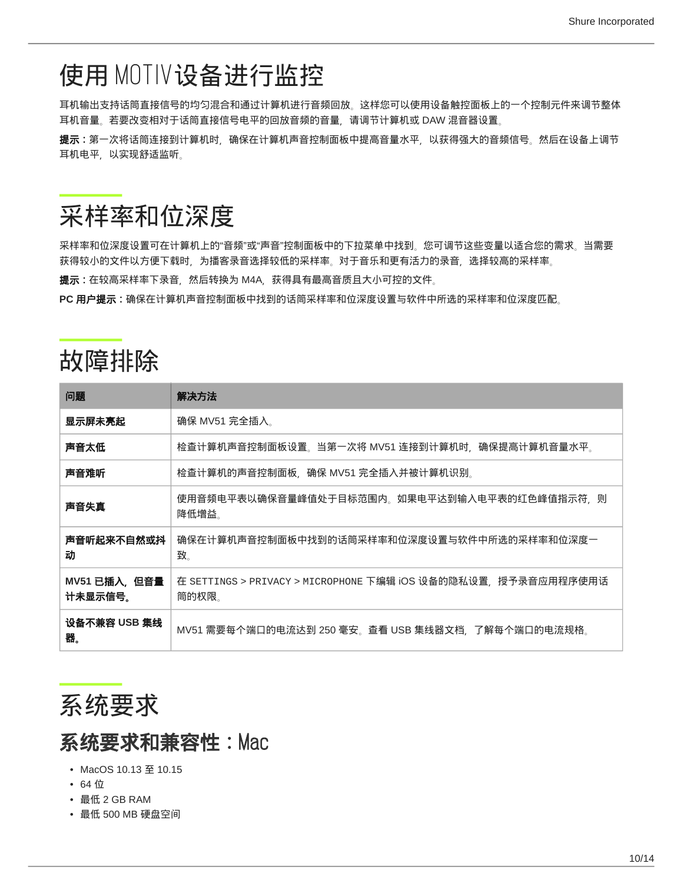# 使用 MOTIV设备进行监控

耳机输出支持话筒直接信号的均匀混合和通过计算机进行音频回放。这样您可以使用设备触控面板上的一个控制元件来调节整体耳机音量。若要改变相对于话筒直接信号电平的回放音频的音量，请调节计算机或 DAW 混音器设置。

**提示：**第一次将话筒连接到计算机时，确保在计算机声音控制面板中提高音量水平，以获得强大的音频信号。然后在设备上调节耳机电平，以实现舒适监听。

# 采样率和位深度

采样率和位深度设置可在计算机上的“音频”或“声音”控制面板中的下拉菜单中找到。您可调节这些变量以适合您的需求。当需要获得较小的文件以方便下载时，为播客录音选择较低的采样率。对于音乐和更有活力的录音，选择较高的采样率。

**提示：**在较高采样率下录音，然后转换为 M4A，获得具有最高音质且大小可控的文件。

**PC 用户提示：**确保在计算机声音控制面板中找到的话筒采样率和位深度设置与软件中所选的采样率和位深度匹配。

# 故障排除

| 问题 | 解决方法 |
|---|---|
| **显示屏未亮起** | 确保 MV51 完全插入。 |
| **声音太低** | 检查计算机声音控制面板设置。当第一次将 MV51 连接到计算机时，确保提高计算机音量水平。 |
| **声音难听** | 检查计算机的声音控制面板，确保 MV51 完全插入并被计算机识别。 |
| **声音失真** | 使用音频电平表以确保音量峰值处于目标范围内。如果电平达到输入电平表的红色峰值指示符，则降低增益。 |
| **声音听起来不自然或抖动** | 确保在计算机声音控制面板中找到的话筒采样率和位深度设置与软件中所选的采样率和位深度一致。 |
| **MV51 已插入，但音量计未显示信号。** | 在 SETTINGS > PRIVACY > MICROPHONE 下编辑 iOS 设备的隐私设置，授予录音应用程序使用话筒的权限。 |
| **设备不兼容 USB 集线器。** | MV51 需要每个端口的电流达到 250 毫安。查看 USB 集线器文档，了解每个端口的电流规格。 |

# 系统要求

## 系统要求和兼容性：Mac

- MacOS 10.13 至 10.15
- 64 位
- 最低 2 GB RAM
- 最低 500 MB 硬盘空间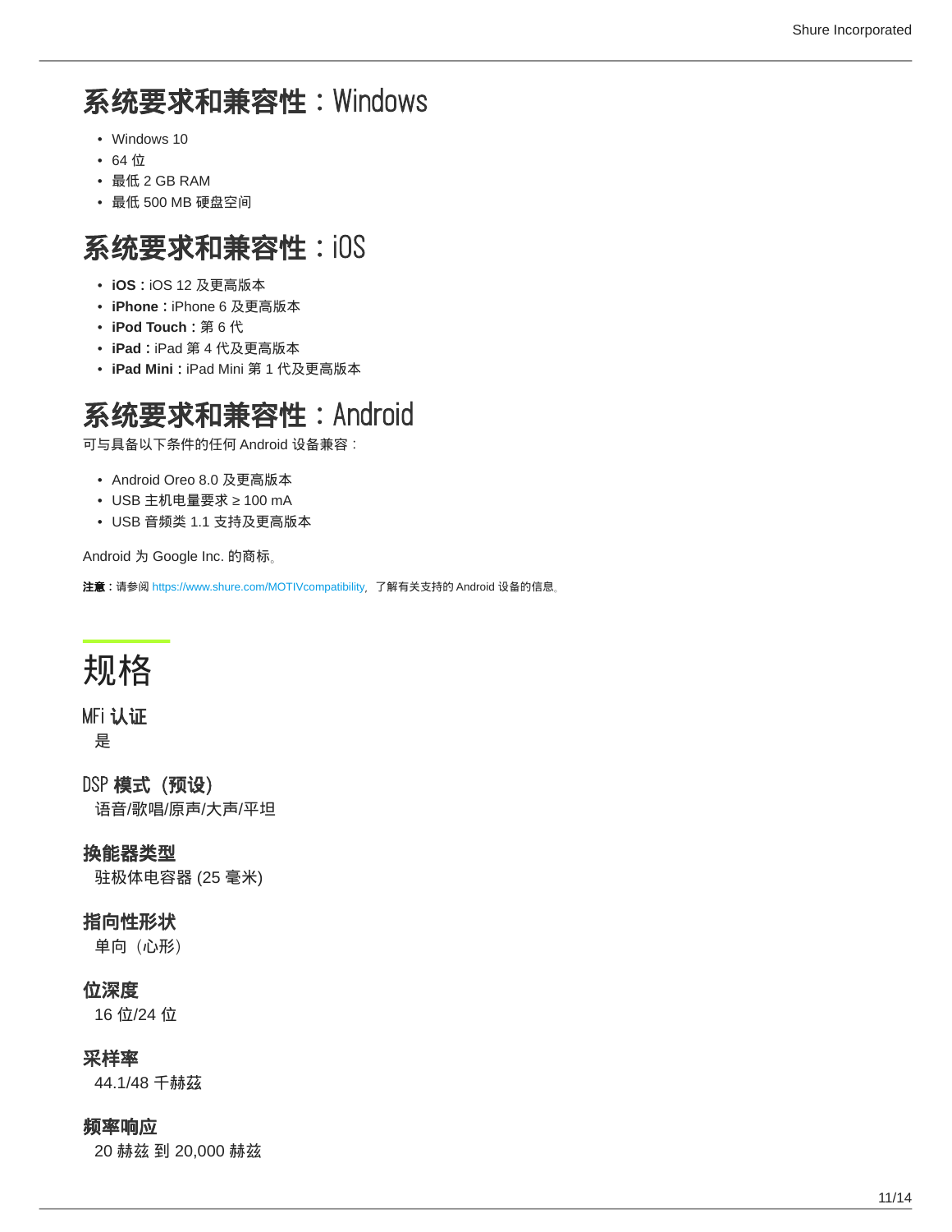## 系统要求和兼容性：Windows

- Windows 10
- 64 位
- 最低 2 GB RAM
- 最低 500 MB 硬盘空间

## 系统要求和兼容性：iOS

- **iOS：**iOS 12 及更高版本
- **iPhone：**iPhone 6 及更高版本
- **iPod Touch：**第 6 代
- **iPad：**iPad 第 4 代及更高版本
- **iPad Mini：**iPad Mini 第 1 代及更高版本

## 系统要求和兼容性：Android

可与具备以下条件的任何 Android 设备兼容：

- Android Oreo 8.0 及更高版本
- USB 主机电量要求 ≥ 100 mA
- USB 音频类 1.1 支持及更高版本

Android 为 Google Inc. 的商标。

**注意：**请参阅 https://www.shure.com/MOTIVcompatibility，了解有关支持的 Android 设备的信息。

# 规格

### MFi 认证

是

### DSP 模式（预设）

语音/歌唱/原声/大声/平坦

### 换能器类型

驻极体电容器 (25 毫米)

### 指向性形状

单向（心形）

### 位深度

16 位/24 位

### 采样率

44.1/48 千赫兹

### 频率响应

20 赫兹 到 20,000 赫兹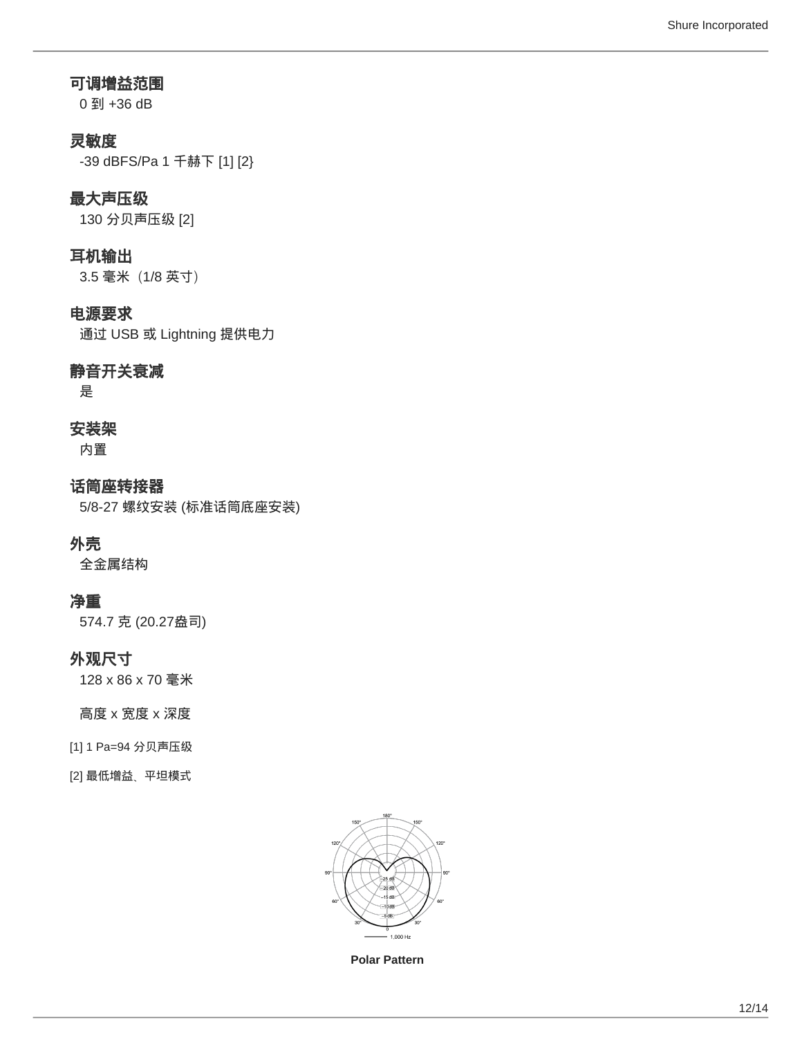### 可调增益范围

0 到 +36 dB

### 灵敏度

-39 dBFS/Pa 1 千赫下 [1] [2}

### 最大声压级

130 分贝声压级 [2]

### 耳机输出

3.5 毫米（1/8 英寸）

### 电源要求

通过 USB 或 Lightning 提供电力

### 静音开关衰减

是

### 安装架

内置

### 话筒座转接器

5/8-27 螺纹安装 (标准话筒底座安装)

### 外壳

全金属结构

### 净重

574.7 克 (20.27盎司)

### 外观尺寸

128 x 86 x 70 毫米

高度 x 宽度 x 深度

[1] 1 Pa=94 分贝声压级

[2] 最低增益、平坦模式

**Polar Pattern**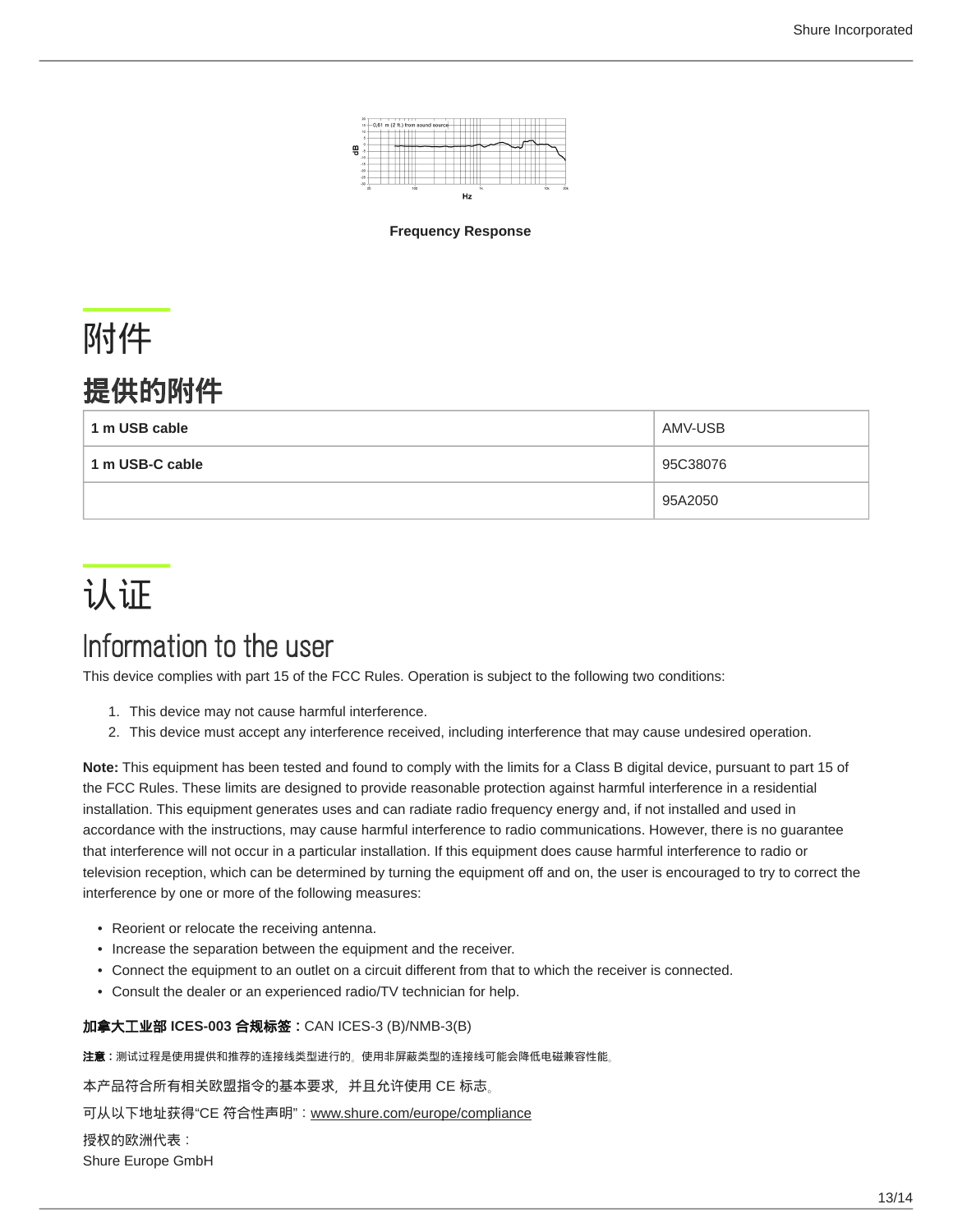Frequency Response

# 附件

## 提供的附件

| | |
|---|---|
| **1 m USB cable** | AMV-USB |
| **1 m USB-C cable** | 95C38076 |
| | 95A2050 |

# 认证

## Information to the user

This device complies with part 15 of the FCC Rules. Operation is subject to the following two conditions:

1. This device may not cause harmful interference.
2. This device must accept any interference received, including interference that may cause undesired operation.

**Note:** This equipment has been tested and found to comply with the limits for a Class B digital device, pursuant to part 15 of the FCC Rules. These limits are designed to provide reasonable protection against harmful interference in a residential installation. This equipment generates uses and can radiate radio frequency energy and, if not installed and used in accordance with the instructions, may cause harmful interference to radio communications. However, there is no guarantee that interference will not occur in a particular installation. If this equipment does cause harmful interference to radio or television reception, which can be determined by turning the equipment off and on, the user is encouraged to try to correct the interference by one or more of the following measures:

- Reorient or relocate the receiving antenna.
- Increase the separation between the equipment and the receiver.
- Connect the equipment to an outlet on a circuit different from that to which the receiver is connected.
- Consult the dealer or an experienced radio/TV technician for help.

**加拿大工业部 ICES-003 合规标签：**CAN ICES-3 (B)/NMB-3(B)

**注意：**测试过程是使用提供和推荐的连接线类型进行的。使用非屏蔽类型的连接线可能会降低电磁兼容性能。

本产品符合所有相关欧盟指令的基本要求，并且允许使用 CE 标志。

可从以下地址获得“CE 符合性声明”：www.shure.com/europe/compliance

授权的欧洲代表：
Shure Europe GmbH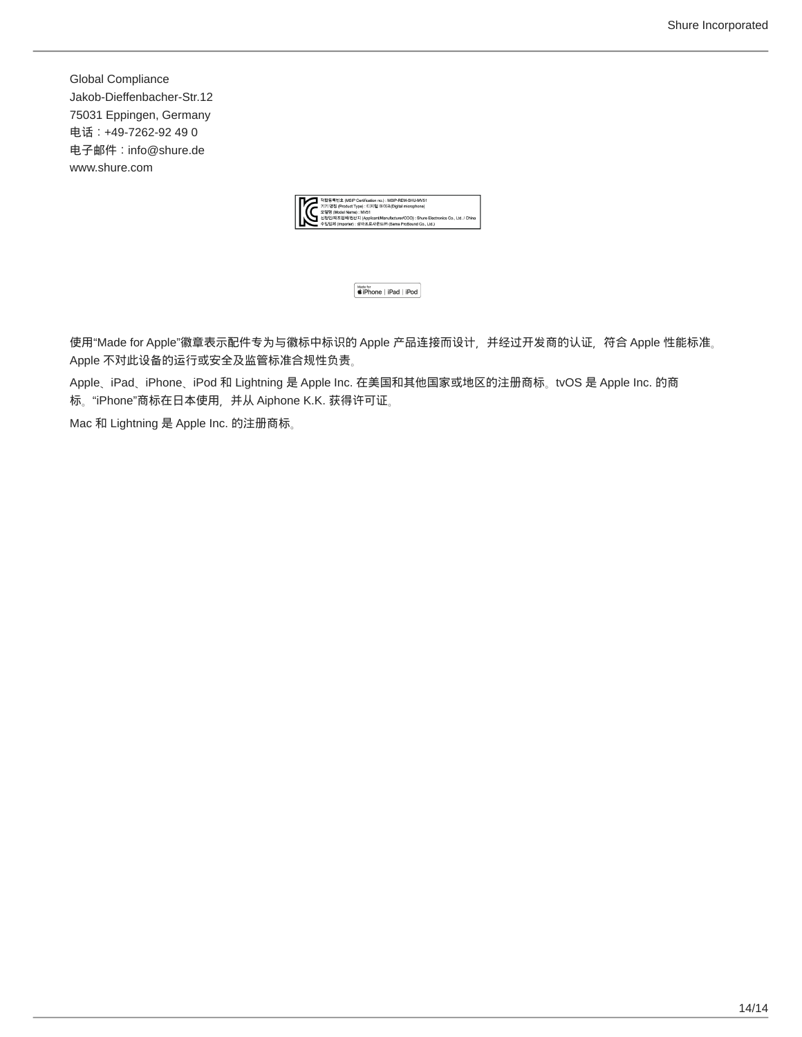Global Compliance
Jakob-Dieffenbacher-Str.12
75031 Eppingen, Germany
电话：+49-7262-92 49 0
电子邮件：info@shure.de
www.shure.com

使用“Made for Apple”徽章表示配件专为与徽标中标识的 Apple 产品连接而设计，并经过开发商的认证，符合 Apple 性能标准。Apple 不对此设备的运行或安全及监管标准合规性负责。

Apple、iPad、iPhone、iPod 和 Lightning 是 Apple Inc. 在美国和其他国家或地区的注册商标。tvOS 是 Apple Inc. 的商标。“iPhone”商标在日本使用，并从 Aiphone K.K. 获得许可证。

Mac 和 Lightning 是 Apple Inc. 的注册商标。